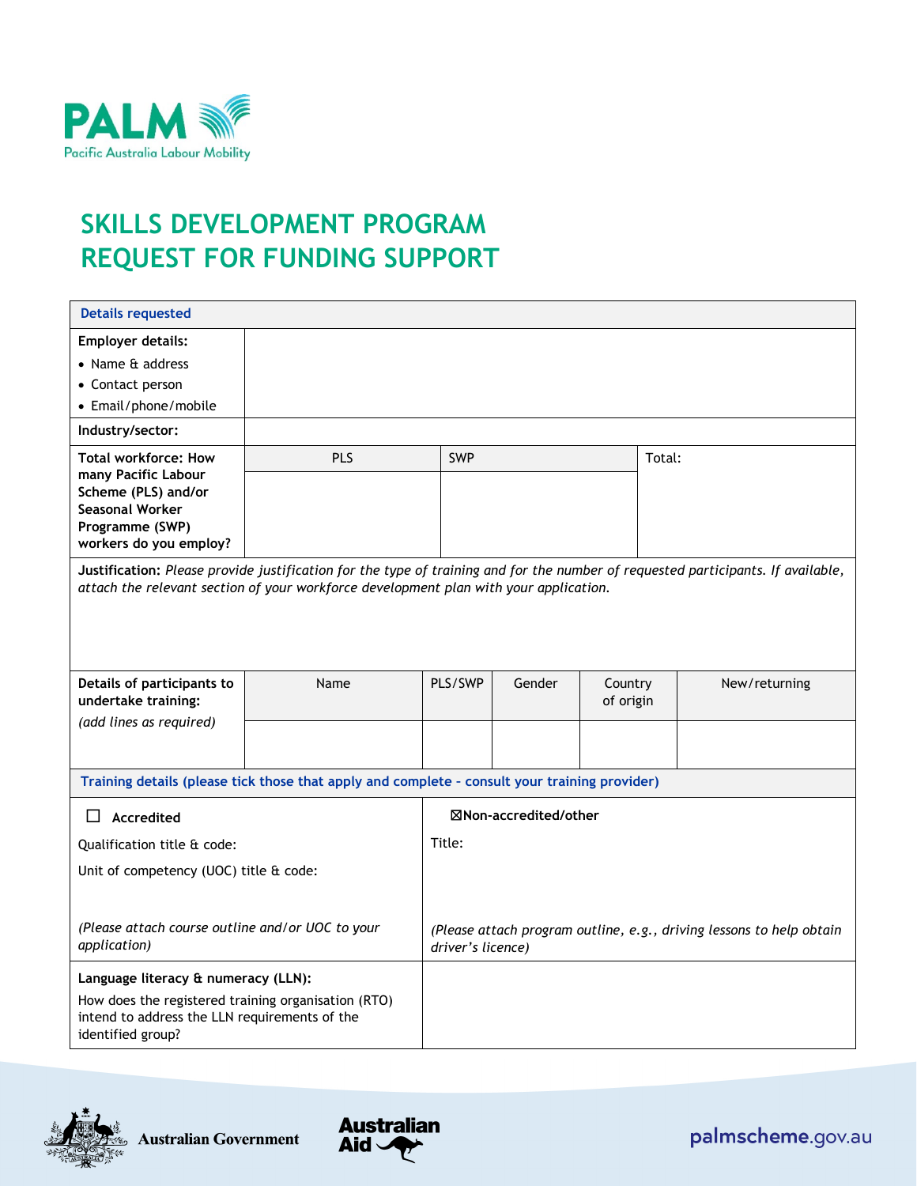PALM
Pacific Australia Labour Mobility

# SKILLS DEVELOPMENT PROGRAM REQUEST FOR FUNDING SUPPORT

| Details requested | | | | | |
|---|---|---|---|---|---|
| **Employer details:**<br>• Name & address<br>• Contact person<br>• Email/phone/mobile | | | | | |
| **Industry/sector:** | | | | | |
| **Total workforce: How many Pacific Labour Scheme (PLS) and/or Seasonal Worker Programme (SWP) workers do you employ?** | PLS | SWP | Total: | | |
| | | | | | |
| **Justification:** *Please provide justification for the type of training and for the number of requested participants. If available, attach the relevant section of your workforce development plan with your application.* | | | | | |
| **Details of participants to undertake training:**<br>*(add lines as required)* | Name | PLS/SWP | Gender | Country of origin | New/returning |
| | | | | | |

| Training details (please tick those that apply and complete - consult your training provider) | |
|---|---|
| ☐ **Accredited**<br>Qualification title & code:<br>Unit of competency (UOC) title & code:<br>*(Please attach course outline and/or UOC to your application)* | ☒**Non-accredited/other**<br>Title:<br>*(Please attach program outline, e.g., driving lessons to help obtain driver's licence)* |
| **Language literacy & numeracy (LLN):**<br>How does the registered training organisation (RTO) intend to address the LLN requirements of the identified group? | |

Australian Government | Australian Aid | palmscheme.gov.au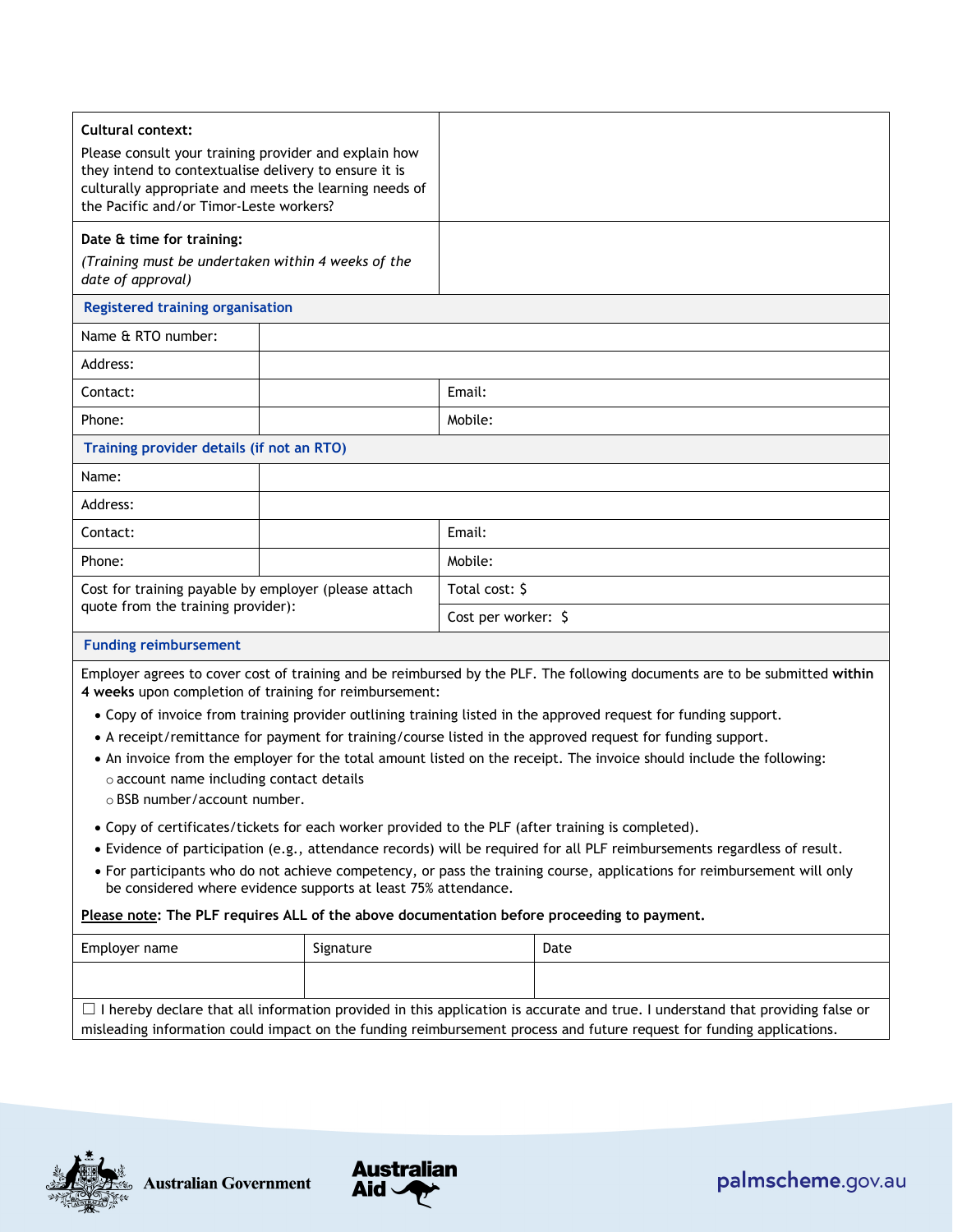| | |
|---|---|
| **Cultural context:**<br>Please consult your training provider and explain how they intend to contextualise delivery to ensure it is culturally appropriate and meets the learning needs of the Pacific and/or Timor-Leste workers? | |
| **Date & time for training:**<br>*(Training must be undertaken within 4 weeks of the date of approval)* | |

### Registered training organisation

| | | | |
|---|---|---|---|
| Name & RTO number: | | | |
| Address: | | | |
| Contact: | | Email: | |
| Phone: | | Mobile: | |

### Training provider details (if not an RTO)

| | | | |
|---|---|---|---|
| Name: | | | |
| Address: | | | |
| Contact: | | Email: | |
| Phone: | | Mobile: | |
| Cost for training payable by employer (please attach quote from the training provider): | | Total cost: $ | |
| | | Cost per worker: $ | |

### Funding reimbursement

Employer agrees to cover cost of training and be reimbursed by the PLF. The following documents are to be submitted **within 4 weeks** upon completion of training for reimbursement:

- Copy of invoice from training provider outlining training listed in the approved request for funding support.
- A receipt/remittance for payment for training/course listed in the approved request for funding support.
- An invoice from the employer for the total amount listed on the receipt. The invoice should include the following:
  - account name including contact details
  - BSB number/account number.
- Copy of certificates/tickets for each worker provided to the PLF (after training is completed).
- Evidence of participation (e.g., attendance records) will be required for all PLF reimbursements regardless of result.
- For participants who do not achieve competency, or pass the training course, applications for reimbursement will only be considered where evidence supports at least 75% attendance.

**Please note: The PLF requires ALL of the above documentation before proceeding to payment.**

| Employer name | Signature | Date |
|---|---|---|
| | | |

☐ I hereby declare that all information provided in this application is accurate and true. I understand that providing false or misleading information could impact on the funding reimbursement process and future request for funding applications.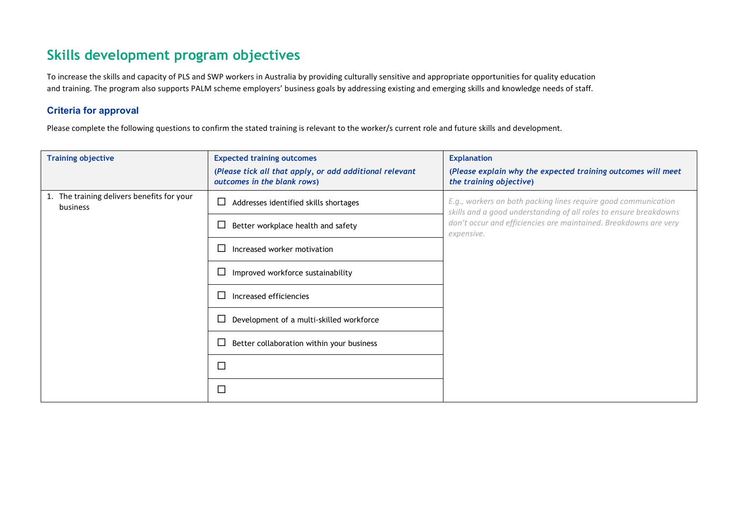## Skills development program objectives

To increase the skills and capacity of PLS and SWP workers in Australia by providing culturally sensitive and appropriate opportunities for quality education and training. The program also supports PALM scheme employers' business goals by addressing existing and emerging skills and knowledge needs of staff.

### Criteria for approval

Please complete the following questions to confirm the stated training is relevant to the worker/s current role and future skills and development.

| Training objective | Expected training outcomes<br>*(Please tick all that apply, or add additional relevant outcomes in the blank rows)* | Explanation<br>*(Please explain why the expected training outcomes will meet the training objective)* |
|---|---|---|
| 1. The training delivers benefits for your business | ☐ Addresses identified skills shortages | *E.g., workers on both packing lines require good communication skills and a good understanding of all roles to ensure breakdowns don't occur and efficiencies are maintained. Breakdowns are very expensive.* |
| | ☐ Better workplace health and safety | |
| | ☐ Increased worker motivation | |
| | ☐ Improved workforce sustainability | |
| | ☐ Increased efficiencies | |
| | ☐ Development of a multi-skilled workforce | |
| | ☐ Better collaboration within your business | |
| | ☐ | |
| | ☐ | |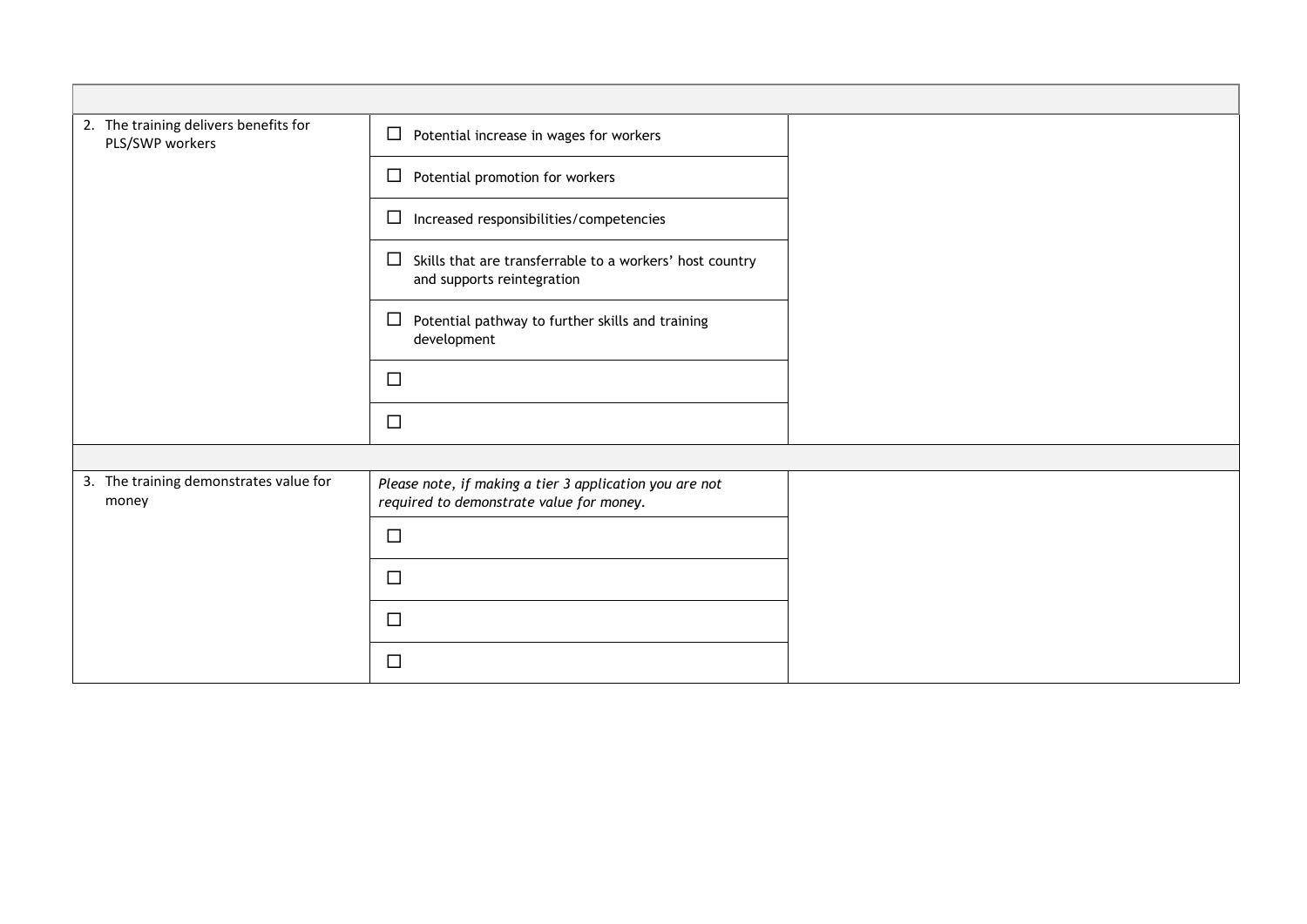| | | |
|---|---|---|
| | | |
| 2. The training delivers benefits for PLS/SWP workers | ☐ Potential increase in wages for workers | |
| | ☐ Potential promotion for workers | |
| | ☐ Increased responsibilities/competencies | |
| | ☐ Skills that are transferrable to a workers' host country and supports reintegration | |
| | ☐ Potential pathway to further skills and training development | |
| | ☐ | |
| | ☐ | |
| | | |
| 3. The training demonstrates value for money | *Please note, if making a tier 3 application you are not required to demonstrate value for money.* | |
| | ☐ | |
| | ☐ | |
| | ☐ | |
| | ☐ | |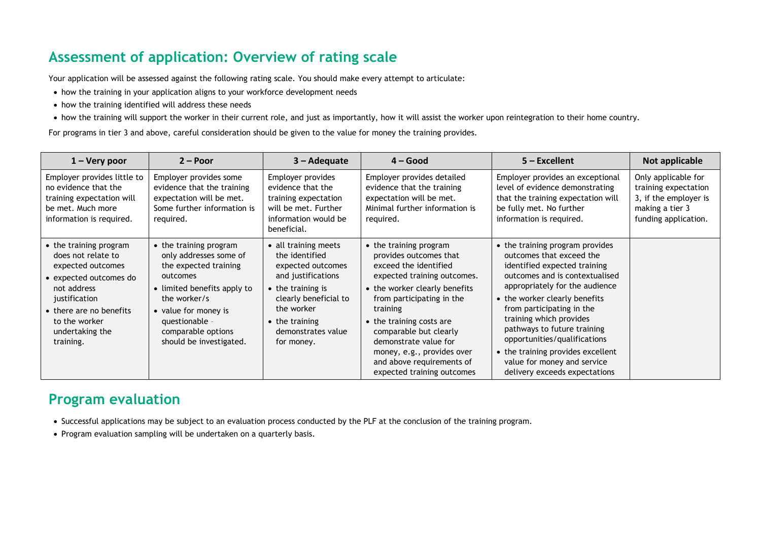## Assessment of application: Overview of rating scale

Your application will be assessed against the following rating scale. You should make every attempt to articulate:

- how the training in your application aligns to your workforce development needs
- how the training identified will address these needs
- how the training will support the worker in their current role, and just as importantly, how it will assist the worker upon reintegration to their home country.

For programs in tier 3 and above, careful consideration should be given to the value for money the training provides.

| 1 – Very poor | 2 – Poor | 3 – Adequate | 4 – Good | 5 – Excellent | Not applicable |
|---|---|---|---|---|---|
| Employer provides little to no evidence that the training expectation will be met. Much more information is required. | Employer provides some evidence that the training expectation will be met. Some further information is required. | Employer provides evidence that the training expectation will be met. Further information would be beneficial. | Employer provides detailed evidence that the training expectation will be met. Minimal further information is required. | Employer provides an exceptional level of evidence demonstrating that the training expectation will be fully met. No further information is required. | Only applicable for training expectation 3, if the employer is making a tier 3 funding application. |
| • the training program does not relate to expected outcomes<br>• expected outcomes do not address justification<br>• there are no benefits to the worker undertaking the training. | • the training program only addresses some of the expected training outcomes<br>• limited benefits apply to the worker/s<br>• value for money is questionable – comparable options should be investigated. | • all training meets the identified expected outcomes and justifications<br>• the training is clearly beneficial to the worker<br>• the training demonstrates value for money. | • the training program provides outcomes that exceed the identified expected training outcomes.<br>• the worker clearly benefits from participating in the training<br>• the training costs are comparable but clearly demonstrate value for money, e.g., provides over and above requirements of expected training outcomes | • the training program provides outcomes that exceed the identified expected training outcomes and is contextualised appropriately for the audience<br>• the worker clearly benefits from participating in the training which provides pathways to future training opportunities/qualifications<br>• the training provides excellent value for money and service delivery exceeds expectations | |

## Program evaluation

- Successful applications may be subject to an evaluation process conducted by the PLF at the conclusion of the training program.
- Program evaluation sampling will be undertaken on a quarterly basis.